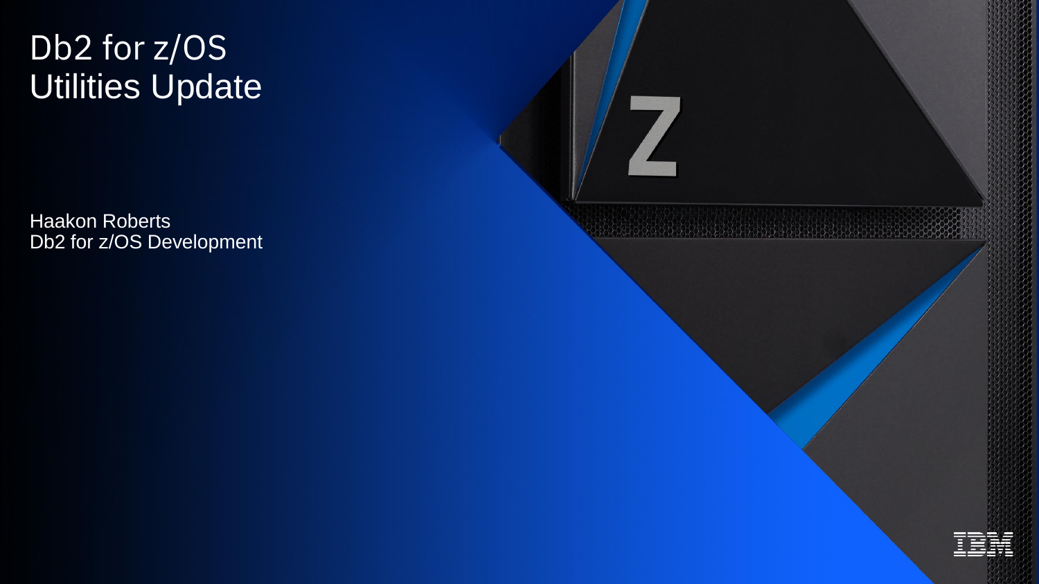# Db2 for z/OS Utilities Update

Haakon Roberts
Db2 for z/OS Development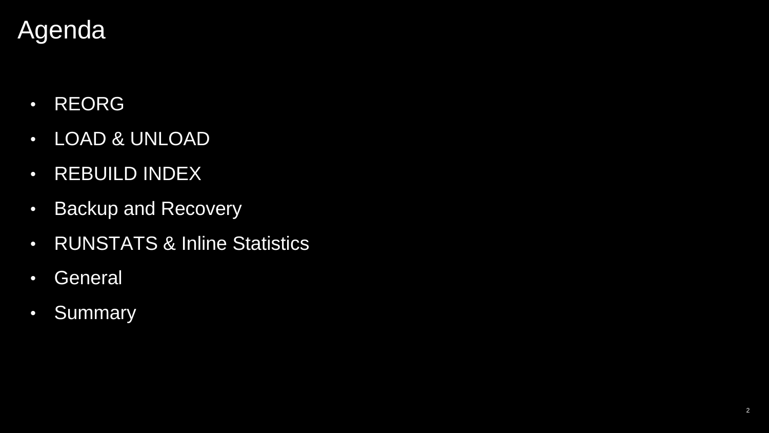# Agenda

- REORG
- LOAD & UNLOAD
- REBUILD INDEX
- Backup and Recovery
- RUNSTATS & Inline Statistics
- General
- Summary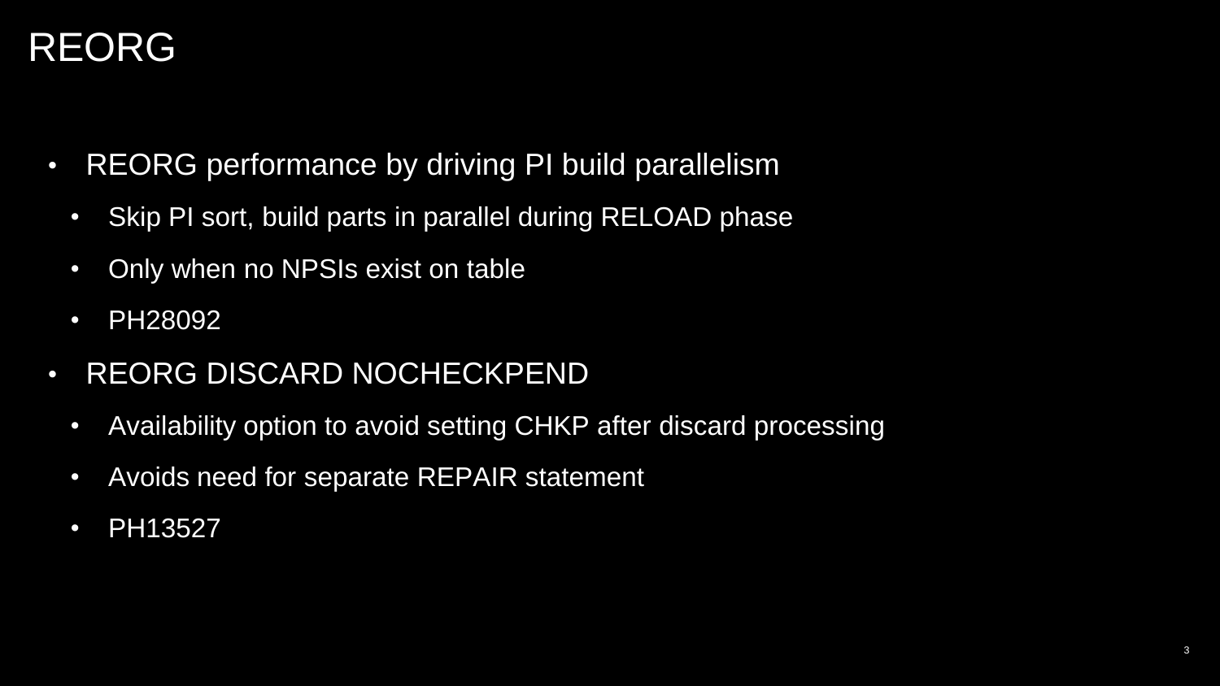# REORG

- REORG performance by driving PI build parallelism
  - Skip PI sort, build parts in parallel during RELOAD phase
  - Only when no NPSIs exist on table
  - PH28092
- REORG DISCARD NOCHECKPEND
  - Availability option to avoid setting CHKP after discard processing
  - Avoids need for separate REPAIR statement
  - PH13527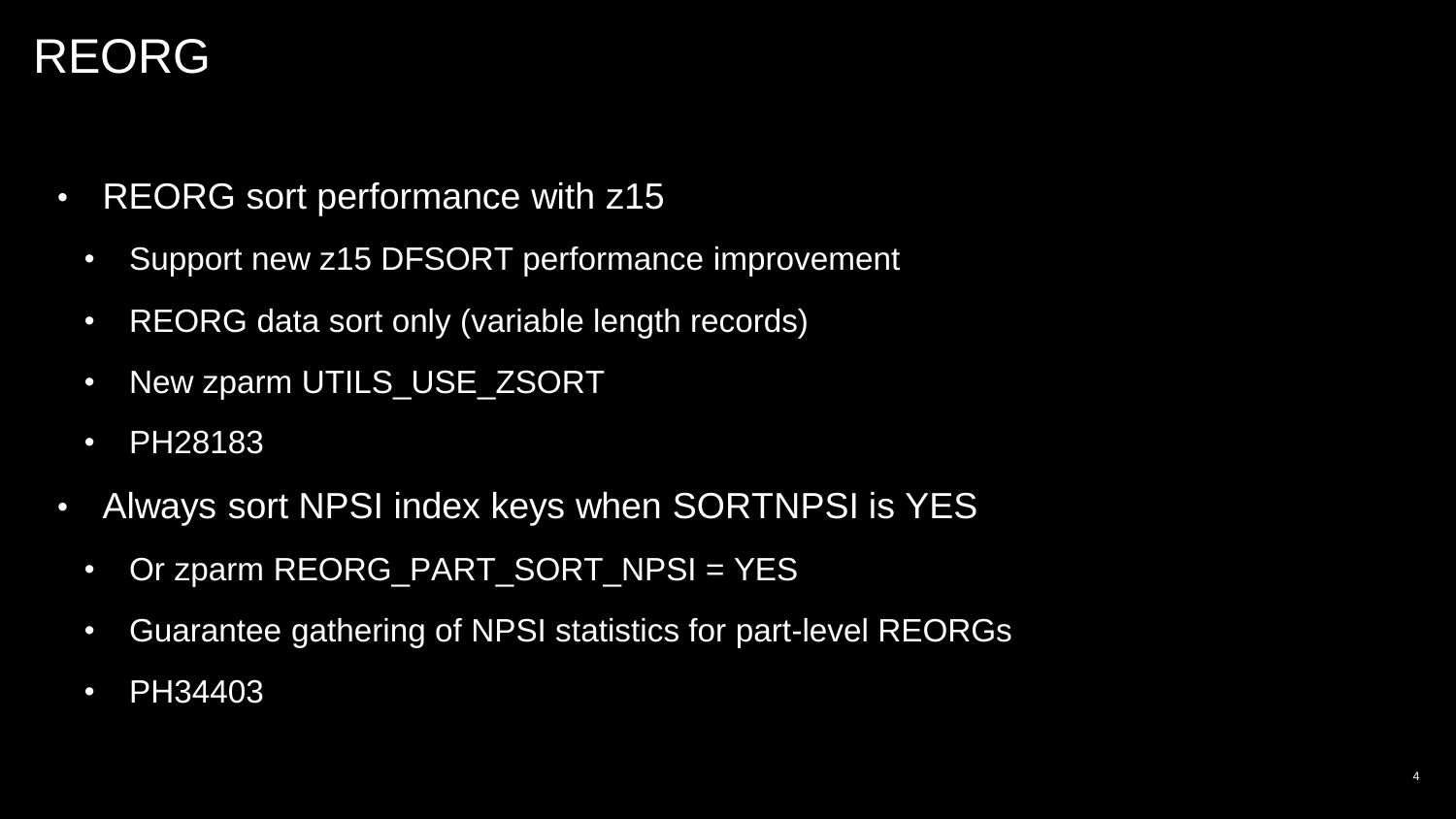# REORG

- REORG sort performance with z15
  - Support new z15 DFSORT performance improvement
  - REORG data sort only (variable length records)
  - New zparm UTILS_USE_ZSORT
  - PH28183
- Always sort NPSI index keys when SORTNPSI is YES
  - Or zparm REORG_PART_SORT_NPSI = YES
  - Guarantee gathering of NPSI statistics for part-level REORGs
  - PH34403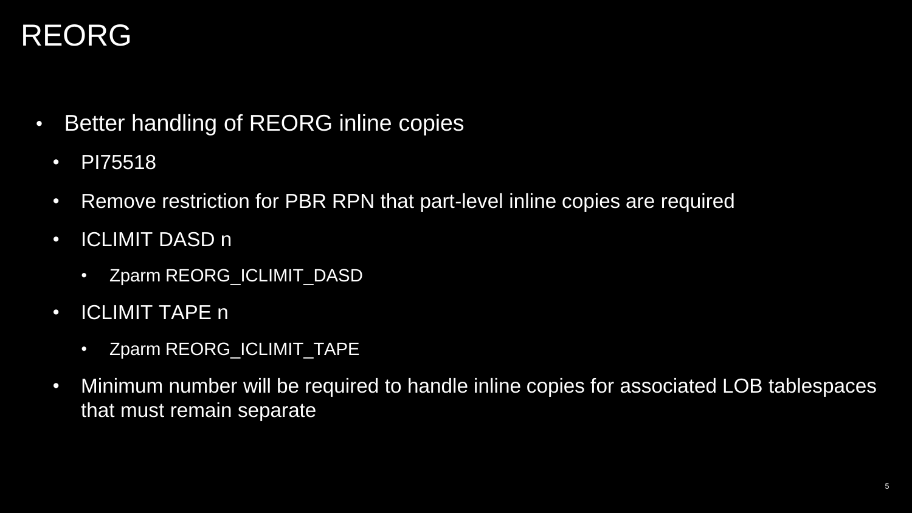# REORG

- Better handling of REORG inline copies
  - PI75518
  - Remove restriction for PBR RPN that part-level inline copies are required
  - ICLIMIT DASD n
    - Zparm REORG_ICLIMIT_DASD
  - ICLIMIT TAPE n
    - Zparm REORG_ICLIMIT_TAPE
  - Minimum number will be required to handle inline copies for associated LOB tablespaces that must remain separate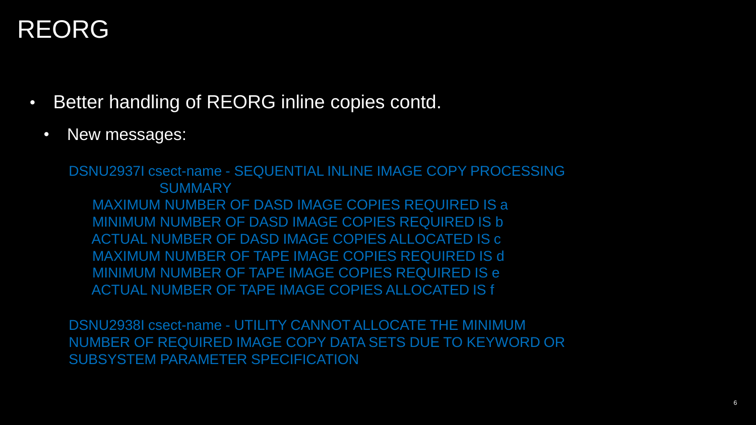# REORG

- Better handling of REORG inline copies contd.
  - New messages:

```
DSNU2937I csect-name - SEQUENTIAL INLINE IMAGE COPY PROCESSING
                       SUMMARY
      MAXIMUM NUMBER OF DASD IMAGE COPIES REQUIRED IS a
      MINIMUM NUMBER OF DASD IMAGE COPIES REQUIRED IS b
      ACTUAL NUMBER OF DASD IMAGE COPIES ALLOCATED IS c
      MAXIMUM NUMBER OF TAPE IMAGE COPIES REQUIRED IS d
      MINIMUM NUMBER OF TAPE IMAGE COPIES REQUIRED IS e
      ACTUAL NUMBER OF TAPE IMAGE COPIES ALLOCATED IS f
```

```
DSNU2938I csect-name - UTILITY CANNOT ALLOCATE THE MINIMUM
NUMBER OF REQUIRED IMAGE COPY DATA SETS DUE TO KEYWORD OR
SUBSYSTEM PARAMETER SPECIFICATION
```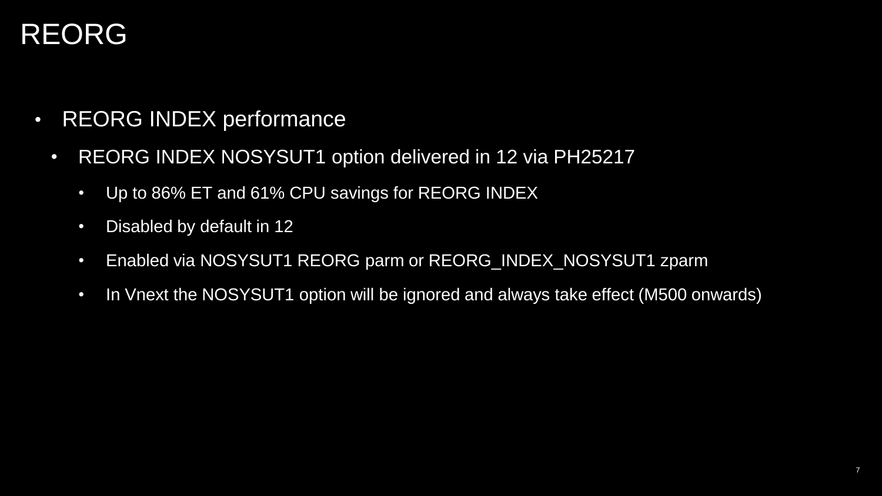# REORG

- REORG INDEX performance
  - REORG INDEX NOSYSUT1 option delivered in 12 via PH25217
    - Up to 86% ET and 61% CPU savings for REORG INDEX
    - Disabled by default in 12
    - Enabled via NOSYSUT1 REORG parm or REORG_INDEX_NOSYSUT1 zparm
    - In Vnext the NOSYSUT1 option will be ignored and always take effect (M500 onwards)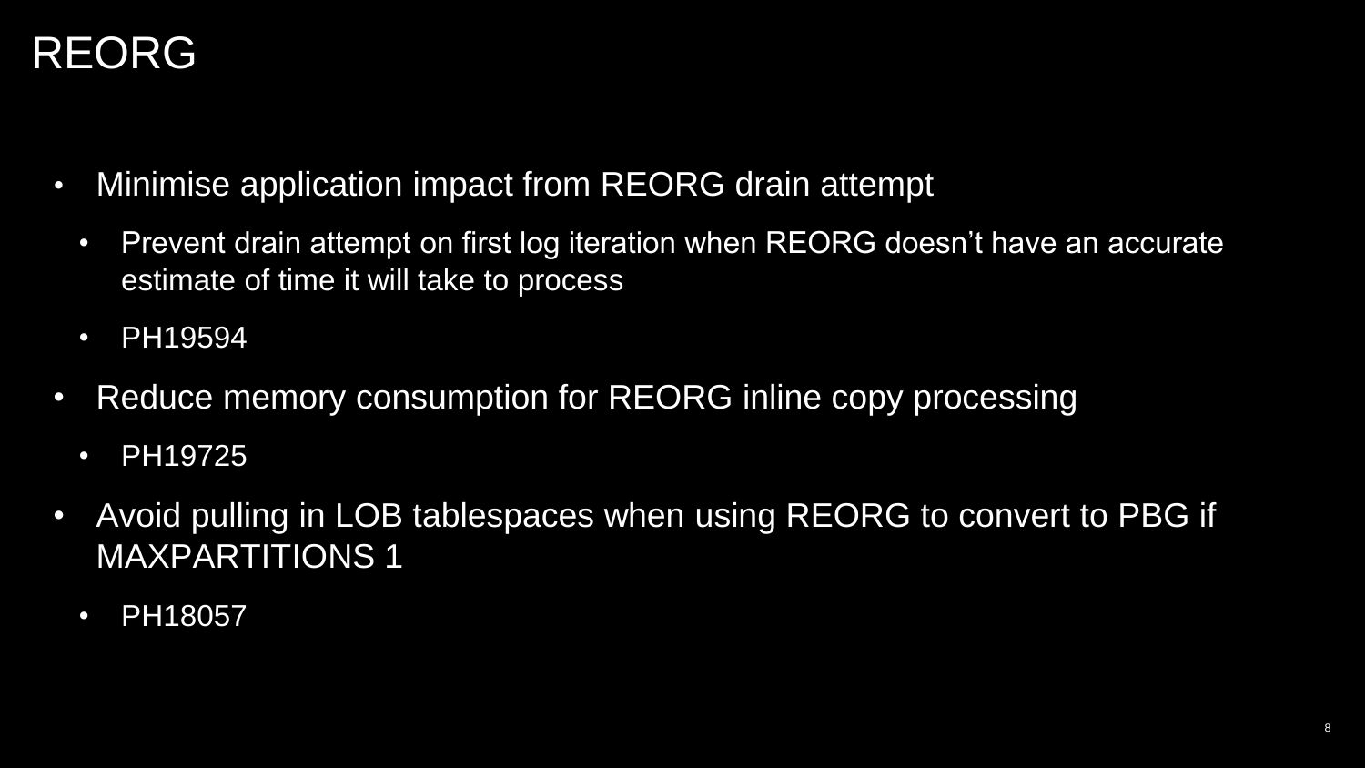# REORG

- Minimise application impact from REORG drain attempt
  - Prevent drain attempt on first log iteration when REORG doesn't have an accurate estimate of time it will take to process
  - PH19594
- Reduce memory consumption for REORG inline copy processing
  - PH19725
- Avoid pulling in LOB tablespaces when using REORG to convert to PBG if MAXPARTITIONS 1
  - PH18057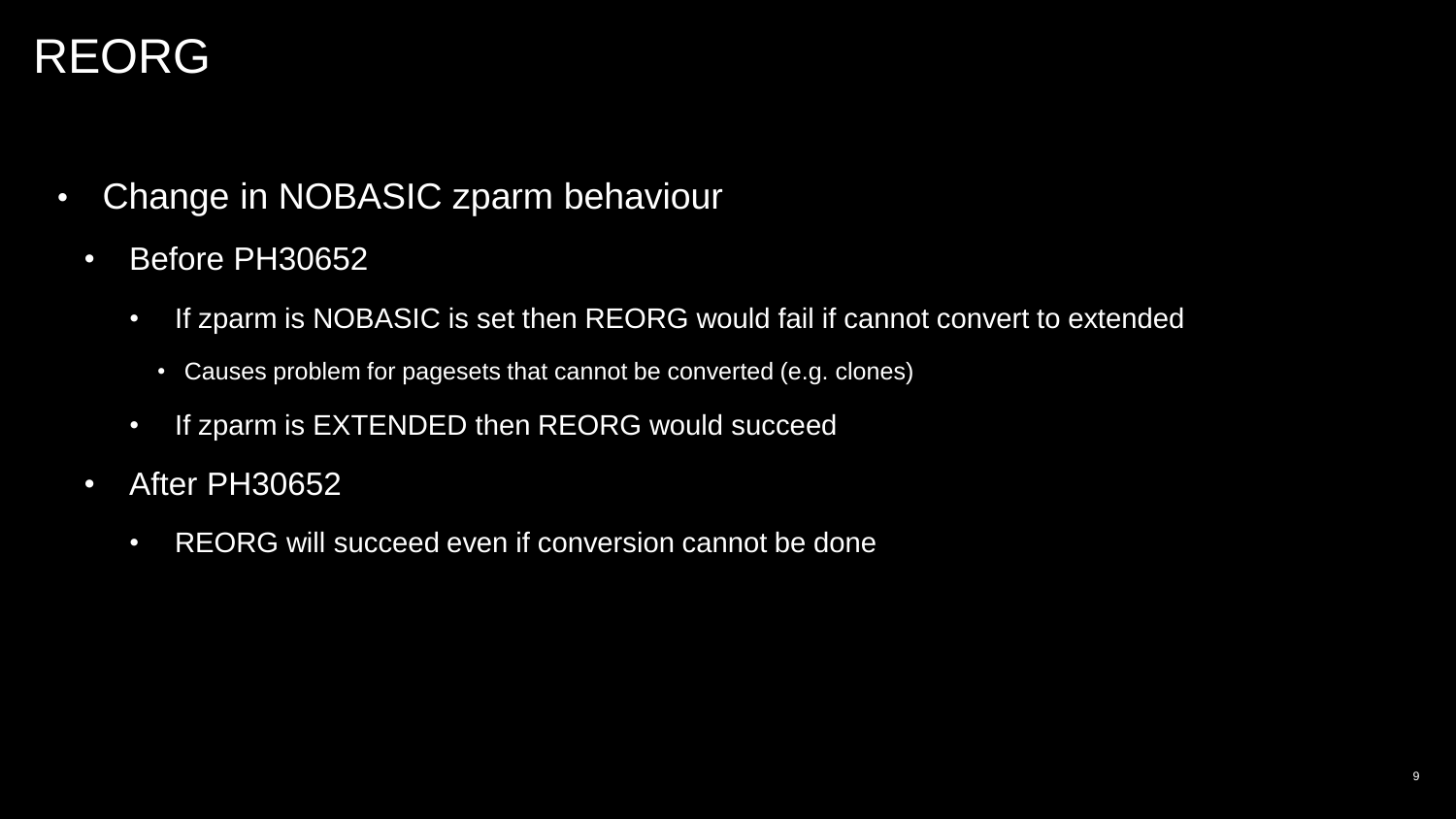# REORG

- Change in NOBASIC zparm behaviour
  - Before PH30652
    - If zparm is NOBASIC is set then REORG would fail if cannot convert to extended
      - Causes problem for pagesets that cannot be converted (e.g. clones)
    - If zparm is EXTENDED then REORG would succeed
  - After PH30652
    - REORG will succeed even if conversion cannot be done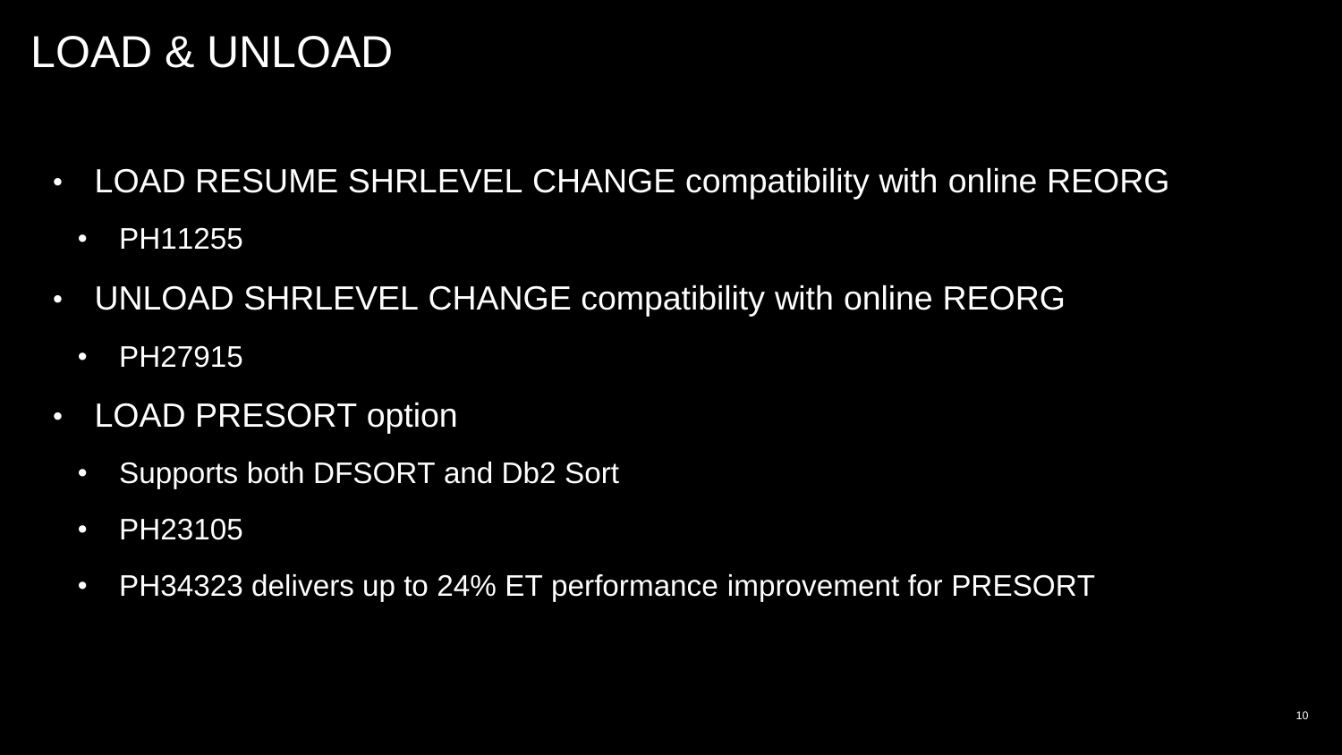# LOAD & UNLOAD

- LOAD RESUME SHRLEVEL CHANGE compatibility with online REORG
  - PH11255
- UNLOAD SHRLEVEL CHANGE compatibility with online REORG
  - PH27915
- LOAD PRESORT option
  - Supports both DFSORT and Db2 Sort
  - PH23105
  - PH34323 delivers up to 24% ET performance improvement for PRESORT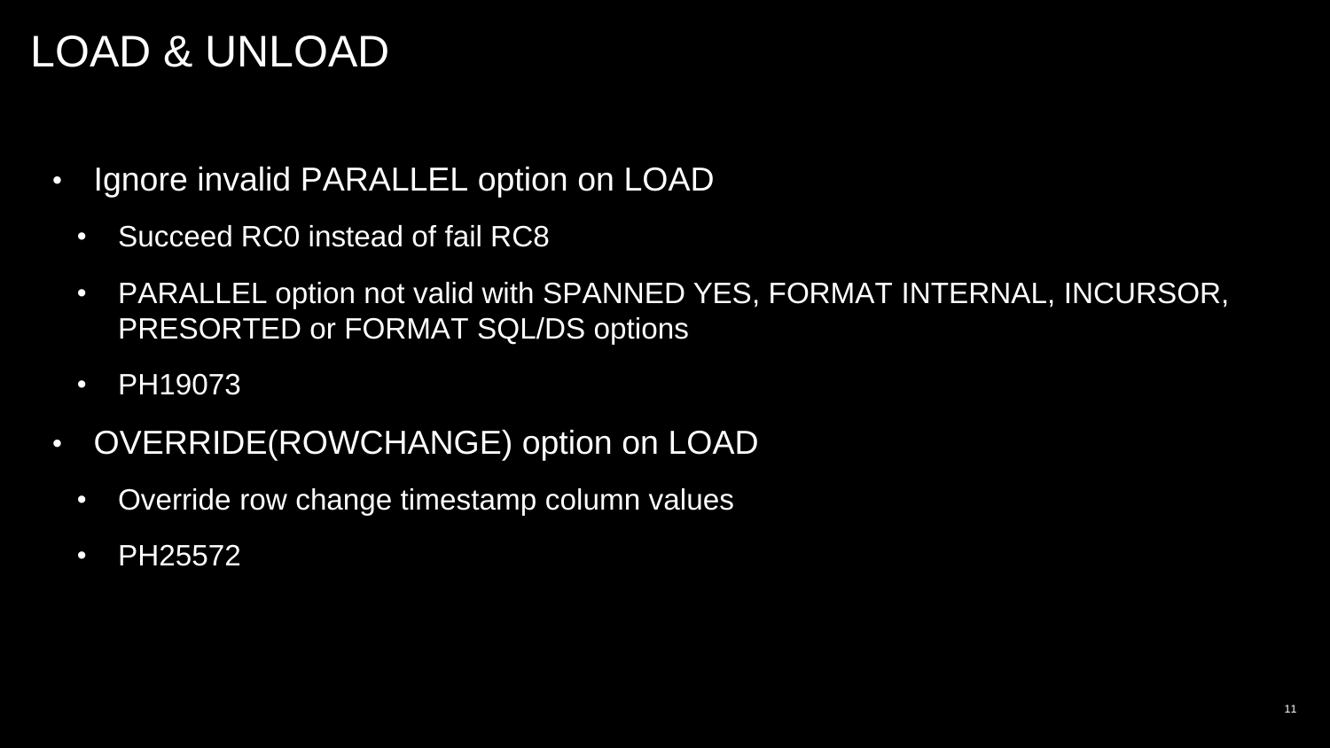# LOAD & UNLOAD

- Ignore invalid PARALLEL option on LOAD
  - Succeed RC0 instead of fail RC8
  - PARALLEL option not valid with SPANNED YES, FORMAT INTERNAL, INCURSOR, PRESORTED or FORMAT SQL/DS options
  - PH19073
- OVERRIDE(ROWCHANGE) option on LOAD
  - Override row change timestamp column values
  - PH25572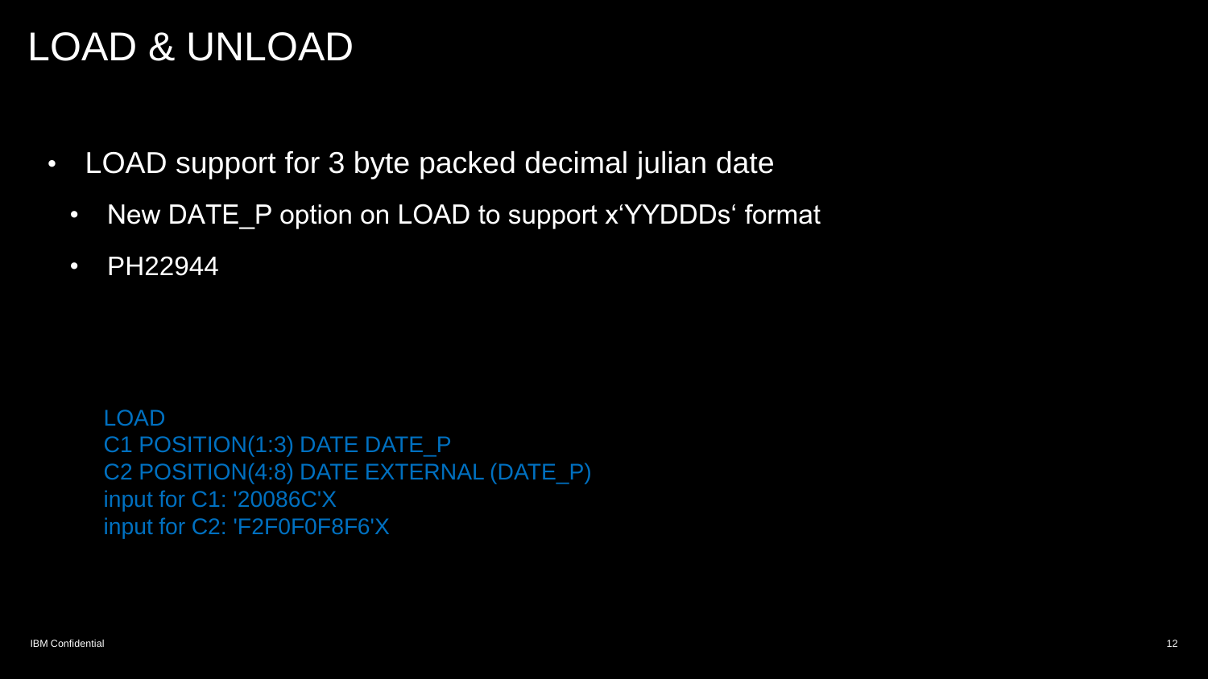# LOAD & UNLOAD

- LOAD support for 3 byte packed decimal julian date
  - New DATE_P option on LOAD to support x'YYDDDs' format
  - PH22944

```
LOAD
C1 POSITION(1:3) DATE DATE_P
C2 POSITION(4:8) DATE EXTERNAL (DATE_P)
input for C1: '20086C'X
input for C2: 'F2F0F0F8F6'X
```

IBM Confidential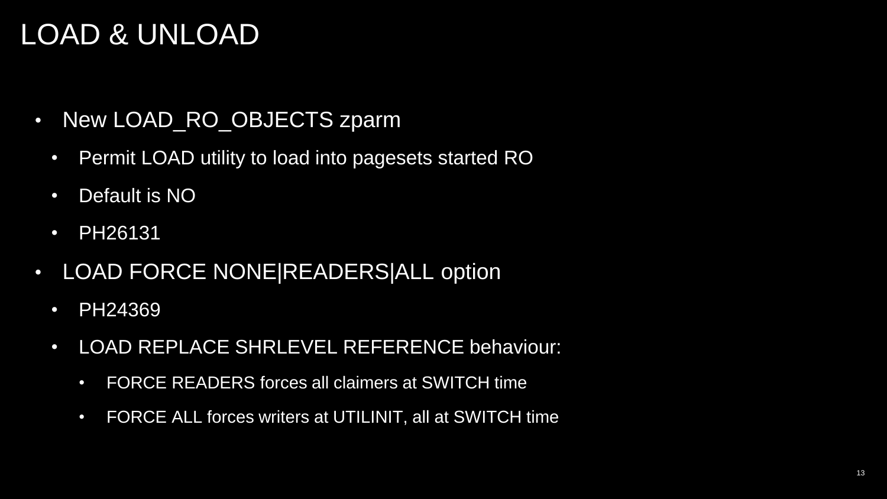# LOAD & UNLOAD

- New LOAD_RO_OBJECTS zparm
  - Permit LOAD utility to load into pagesets started RO
  - Default is NO
  - PH26131
- LOAD FORCE NONE|READERS|ALL option
  - PH24369
  - LOAD REPLACE SHRLEVEL REFERENCE behaviour:
    - FORCE READERS forces all claimers at SWITCH time
    - FORCE ALL forces writers at UTILINIT, all at SWITCH time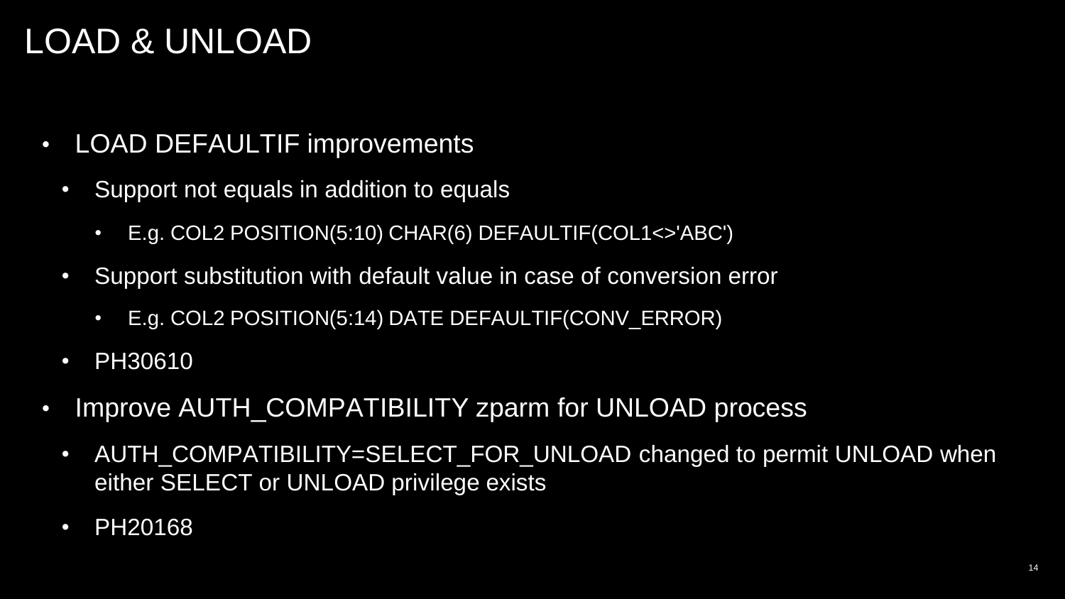# LOAD & UNLOAD

- LOAD DEFAULTIF improvements
  - Support not equals in addition to equals
    - E.g. COL2 POSITION(5:10) CHAR(6) DEFAULTIF(COL1<>'ABC')
  - Support substitution with default value in case of conversion error
    - E.g. COL2 POSITION(5:14) DATE DEFAULTIF(CONV_ERROR)
  - PH30610
- Improve AUTH_COMPATIBILITY zparm for UNLOAD process
  - AUTH_COMPATIBILITY=SELECT_FOR_UNLOAD changed to permit UNLOAD when either SELECT or UNLOAD privilege exists
  - PH20168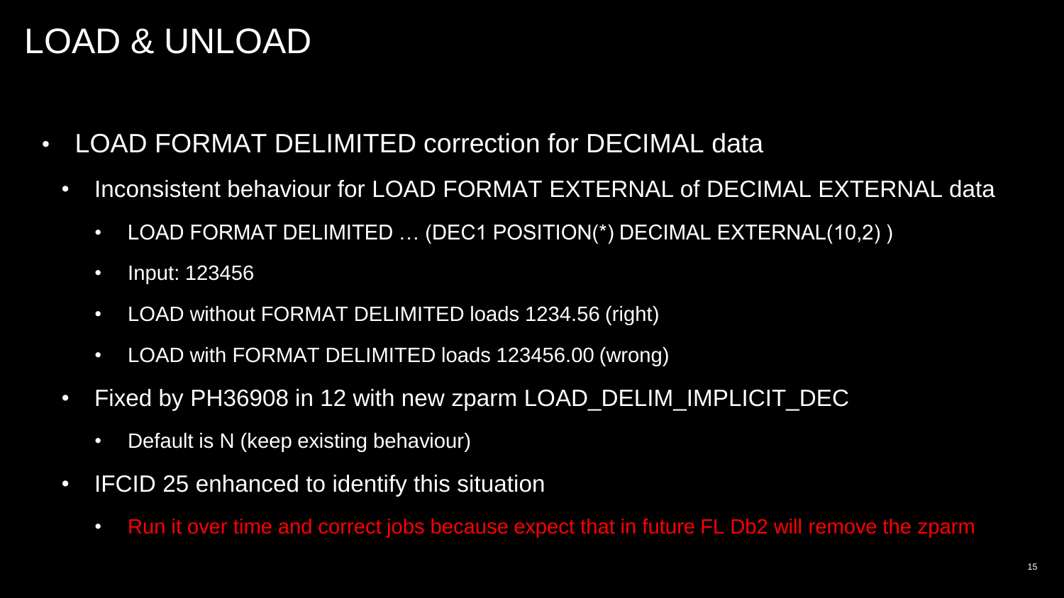# LOAD & UNLOAD

- LOAD FORMAT DELIMITED correction for DECIMAL data
  - Inconsistent behaviour for LOAD FORMAT EXTERNAL of DECIMAL EXTERNAL data
    - LOAD FORMAT DELIMITED … (DEC1 POSITION(*) DECIMAL EXTERNAL(10,2) )
    - Input: 123456
    - LOAD without FORMAT DELIMITED loads 1234.56 (right)
    - LOAD with FORMAT DELIMITED loads 123456.00 (wrong)
  - Fixed by PH36908 in 12 with new zparm LOAD_DELIM_IMPLICIT_DEC
    - Default is N (keep existing behaviour)
  - IFCID 25 enhanced to identify this situation
    - Run it over time and correct jobs because expect that in future FL Db2 will remove the zparm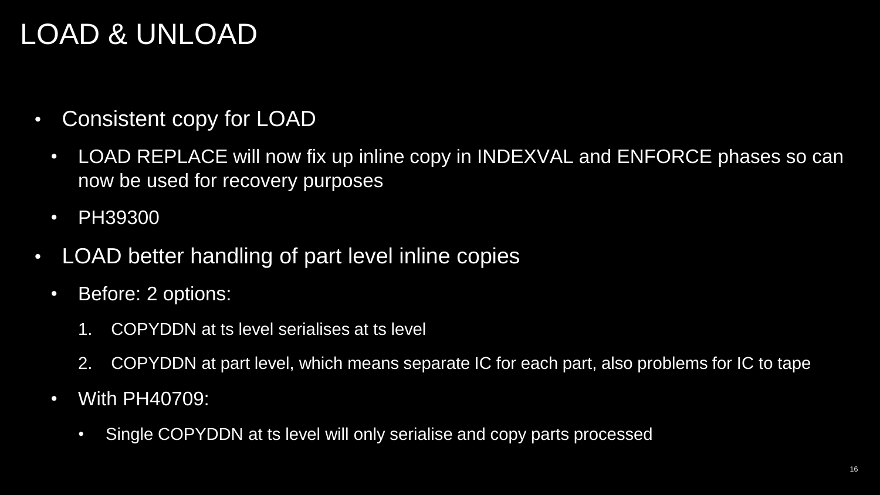# LOAD & UNLOAD

- Consistent copy for LOAD
  - LOAD REPLACE will now fix up inline copy in INDEXVAL and ENFORCE phases so can now be used for recovery purposes
  - PH39300
- LOAD better handling of part level inline copies
  - Before: 2 options:
    1. COPYDDN at ts level serialises at ts level
    2. COPYDDN at part level, which means separate IC for each part, also problems for IC to tape
  - With PH40709:
    - Single COPYDDN at ts level will only serialise and copy parts processed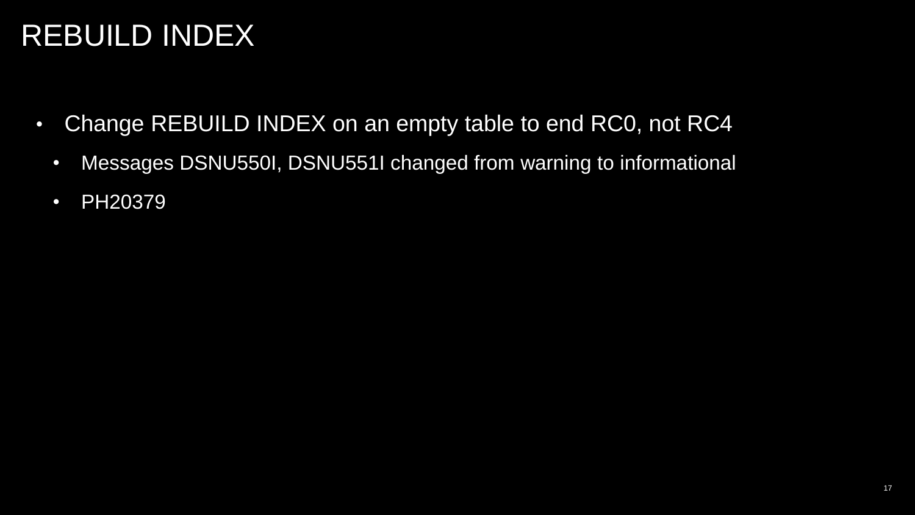# REBUILD INDEX

- Change REBUILD INDEX on an empty table to end RC0, not RC4
  - Messages DSNU550I, DSNU551I changed from warning to informational
  - PH20379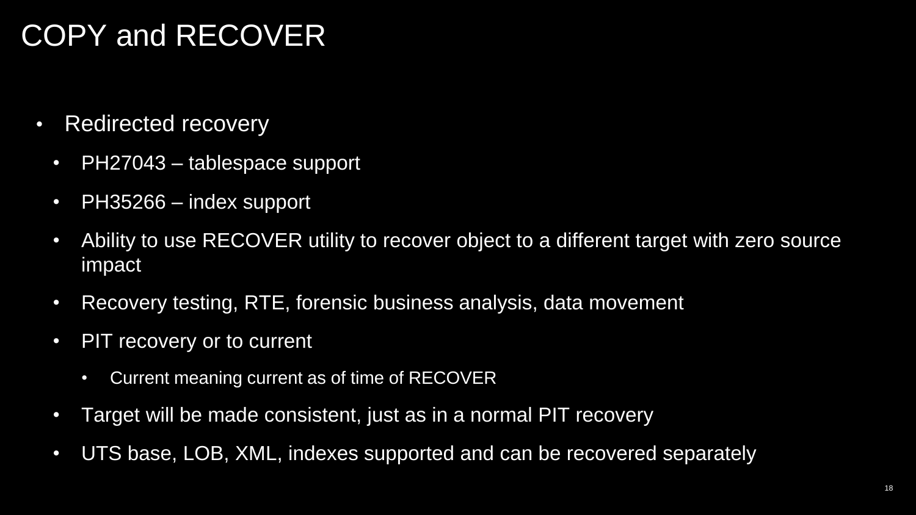# COPY and RECOVER

- Redirected recovery
  - PH27043 – tablespace support
  - PH35266 – index support
  - Ability to use RECOVER utility to recover object to a different target with zero source impact
  - Recovery testing, RTE, forensic business analysis, data movement
  - PIT recovery or to current
    - Current meaning current as of time of RECOVER
  - Target will be made consistent, just as in a normal PIT recovery
  - UTS base, LOB, XML, indexes supported and can be recovered separately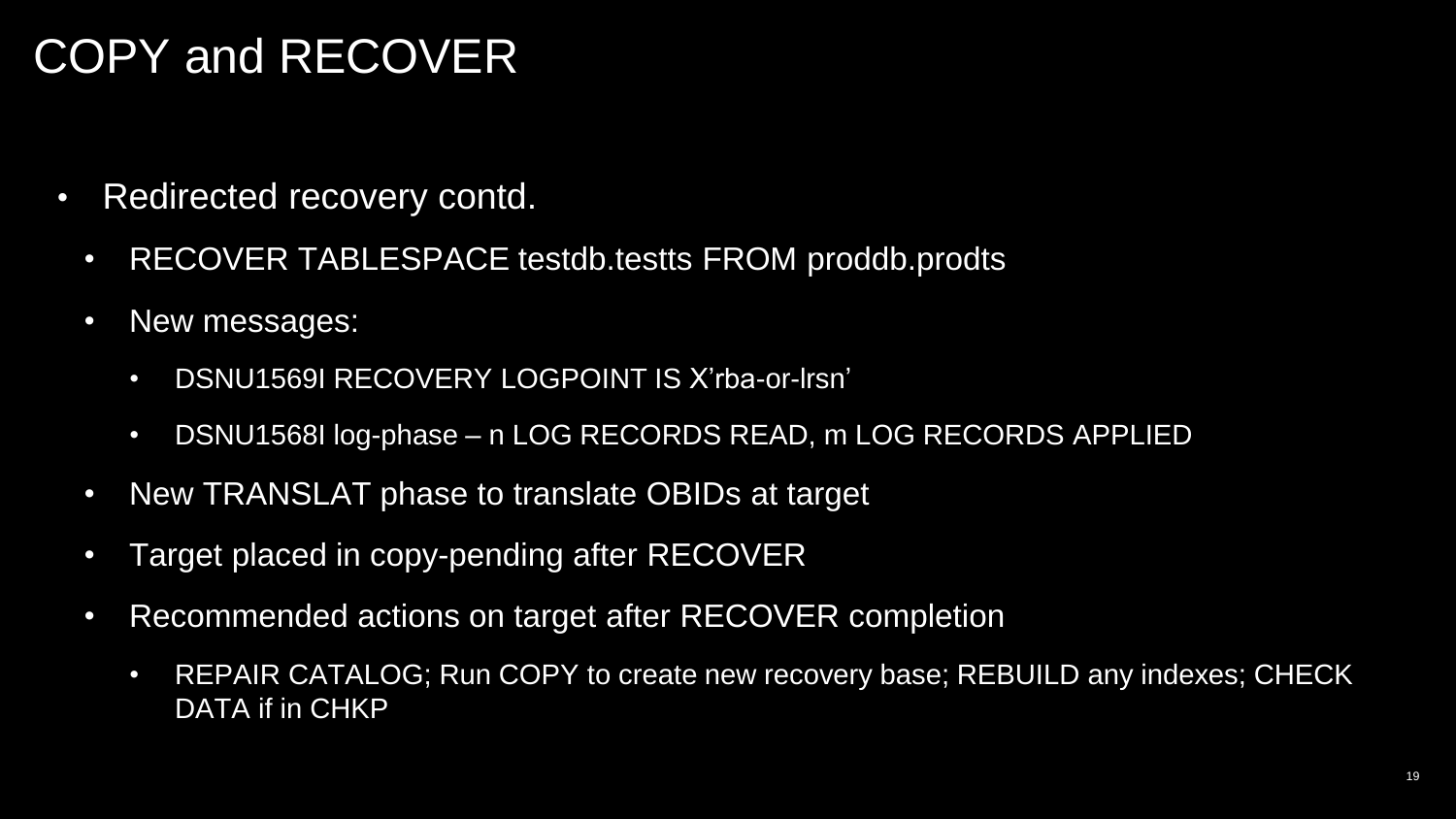# COPY and RECOVER

- Redirected recovery contd.
  - RECOVER TABLESPACE testdb.testts FROM proddb.prodts
  - New messages:
    - DSNU1569I RECOVERY LOGPOINT IS X'rba-or-lrsn'
    - DSNU1568I log-phase – n LOG RECORDS READ, m LOG RECORDS APPLIED
  - New TRANSLAT phase to translate OBIDs at target
  - Target placed in copy-pending after RECOVER
  - Recommended actions on target after RECOVER completion
    - REPAIR CATALOG; Run COPY to create new recovery base; REBUILD any indexes; CHECK DATA if in CHKP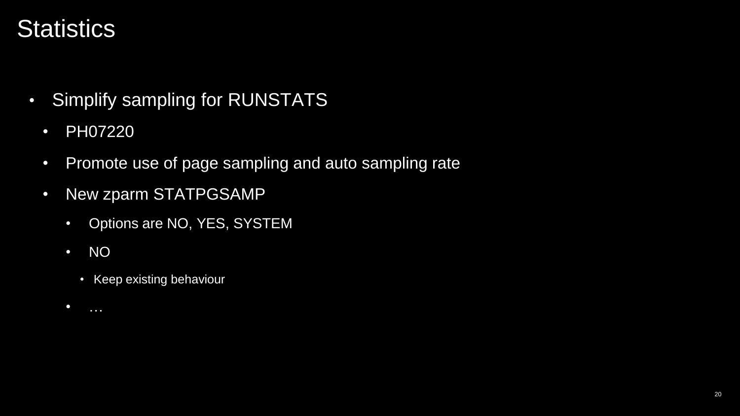# Statistics

- Simplify sampling for RUNSTATS
  - PH07220
  - Promote use of page sampling and auto sampling rate
  - New zparm STATPGSAMP
    - Options are NO, YES, SYSTEM
    - NO
      - Keep existing behaviour
    - …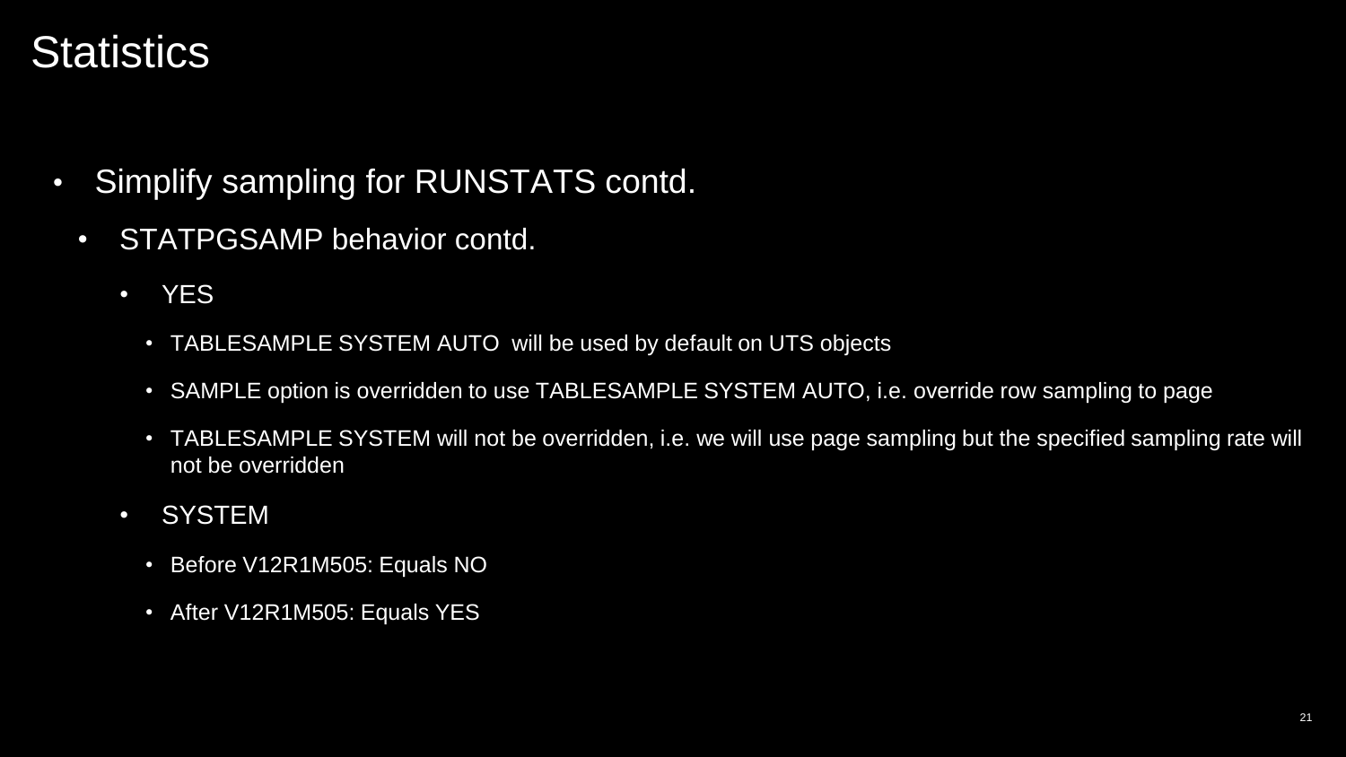# Statistics

- Simplify sampling for RUNSTATS contd.
  - STATPGSAMP behavior contd.
    - YES
      - TABLESAMPLE SYSTEM AUTO will be used by default on UTS objects
      - SAMPLE option is overridden to use TABLESAMPLE SYSTEM AUTO, i.e. override row sampling to page
      - TABLESAMPLE SYSTEM will not be overridden, i.e. we will use page sampling but the specified sampling rate will not be overridden
    - SYSTEM
      - Before V12R1M505: Equals NO
      - After V12R1M505: Equals YES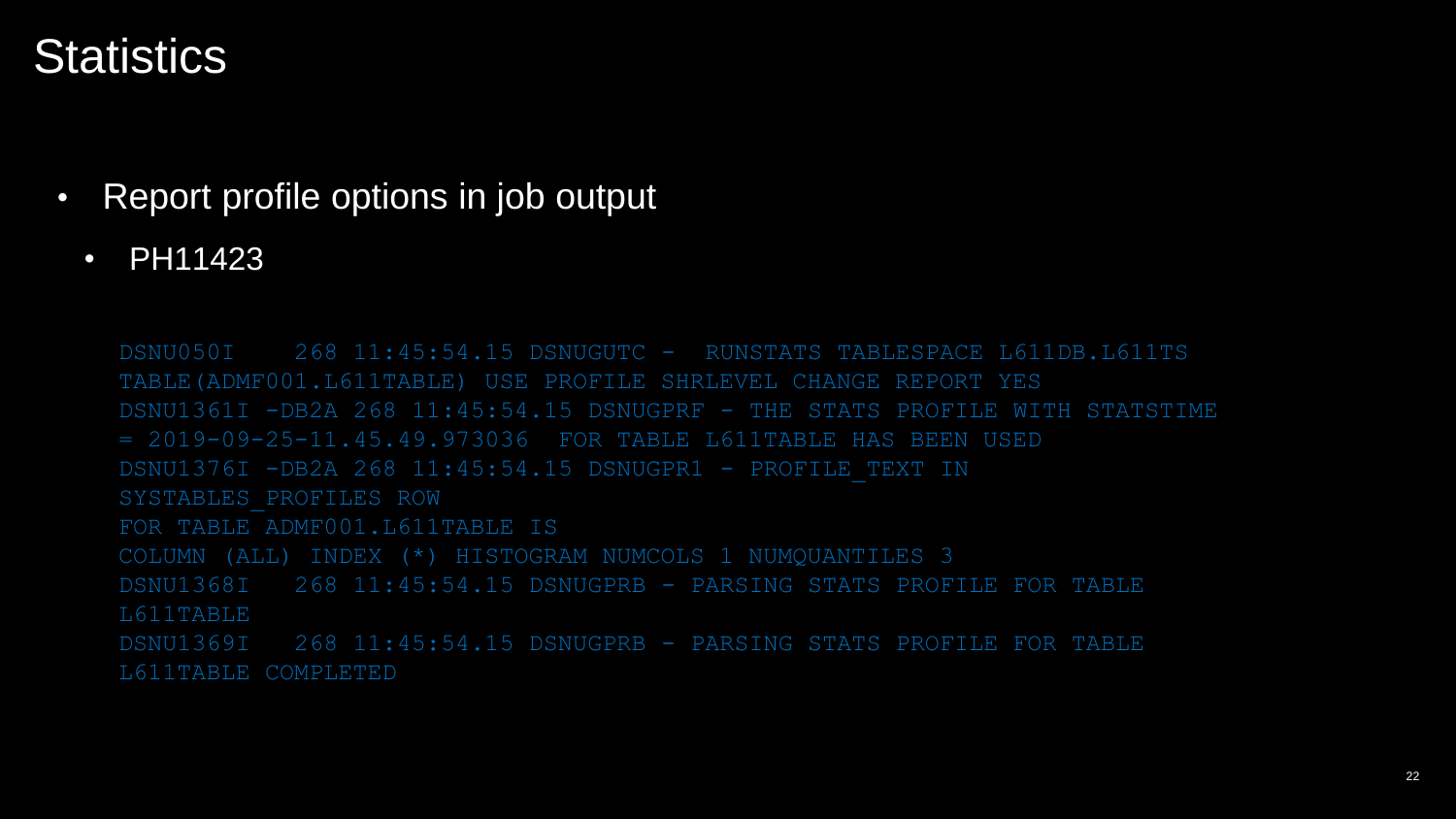# Statistics

- Report profile options in job output
  - PH11423

```
DSNU050I    268 11:45:54.15 DSNUGUTC -  RUNSTATS TABLESPACE L611DB.L611TS
TABLE(ADMF001.L611TABLE) USE PROFILE SHRLEVEL CHANGE REPORT YES
DSNU1361I -DB2A 268 11:45:54.15 DSNUGPRF - THE STATS PROFILE WITH STATSTIME
= 2019-09-25-11.45.49.973036  FOR TABLE L611TABLE HAS BEEN USED
DSNU1376I -DB2A 268 11:45:54.15 DSNUGPR1 - PROFILE_TEXT IN
SYSTABLES_PROFILES ROW
FOR TABLE ADMF001.L611TABLE IS
COLUMN (ALL) INDEX (*) HISTOGRAM NUMCOLS 1 NUMQUANTILES 3
DSNU1368I   268 11:45:54.15 DSNUGPRB - PARSING STATS PROFILE FOR TABLE
L611TABLE
DSNU1369I   268 11:45:54.15 DSNUGPRB - PARSING STATS PROFILE FOR TABLE
L611TABLE COMPLETED
```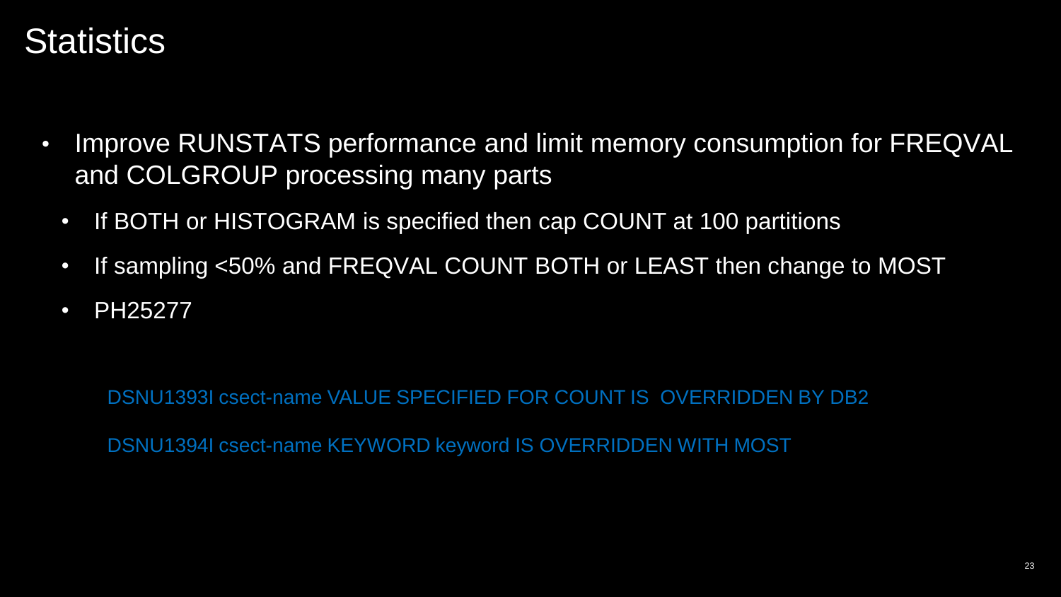# Statistics

- Improve RUNSTATS performance and limit memory consumption for FREQVAL and COLGROUP processing many parts
  - If BOTH or HISTOGRAM is specified then cap COUNT at 100 partitions
  - If sampling <50% and FREQVAL COUNT BOTH or LEAST then change to MOST
  - PH25277

DSNU1393I csect-name VALUE SPECIFIED FOR COUNT IS OVERRIDDEN BY DB2

DSNU1394I csect-name KEYWORD keyword IS OVERRIDDEN WITH MOST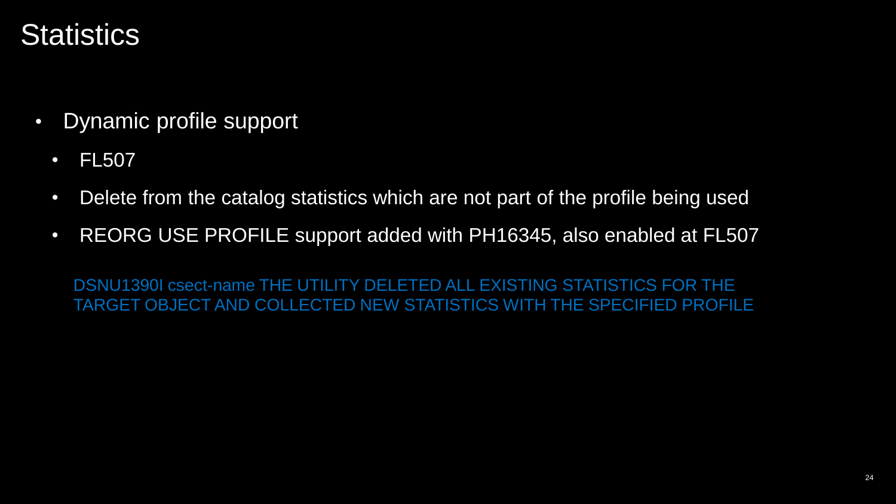# Statistics

- Dynamic profile support
  - FL507
  - Delete from the catalog statistics which are not part of the profile being used
  - REORG USE PROFILE support added with PH16345, also enabled at FL507

DSNU1390I csect-name THE UTILITY DELETED ALL EXISTING STATISTICS FOR THE TARGET OBJECT AND COLLECTED NEW STATISTICS WITH THE SPECIFIED PROFILE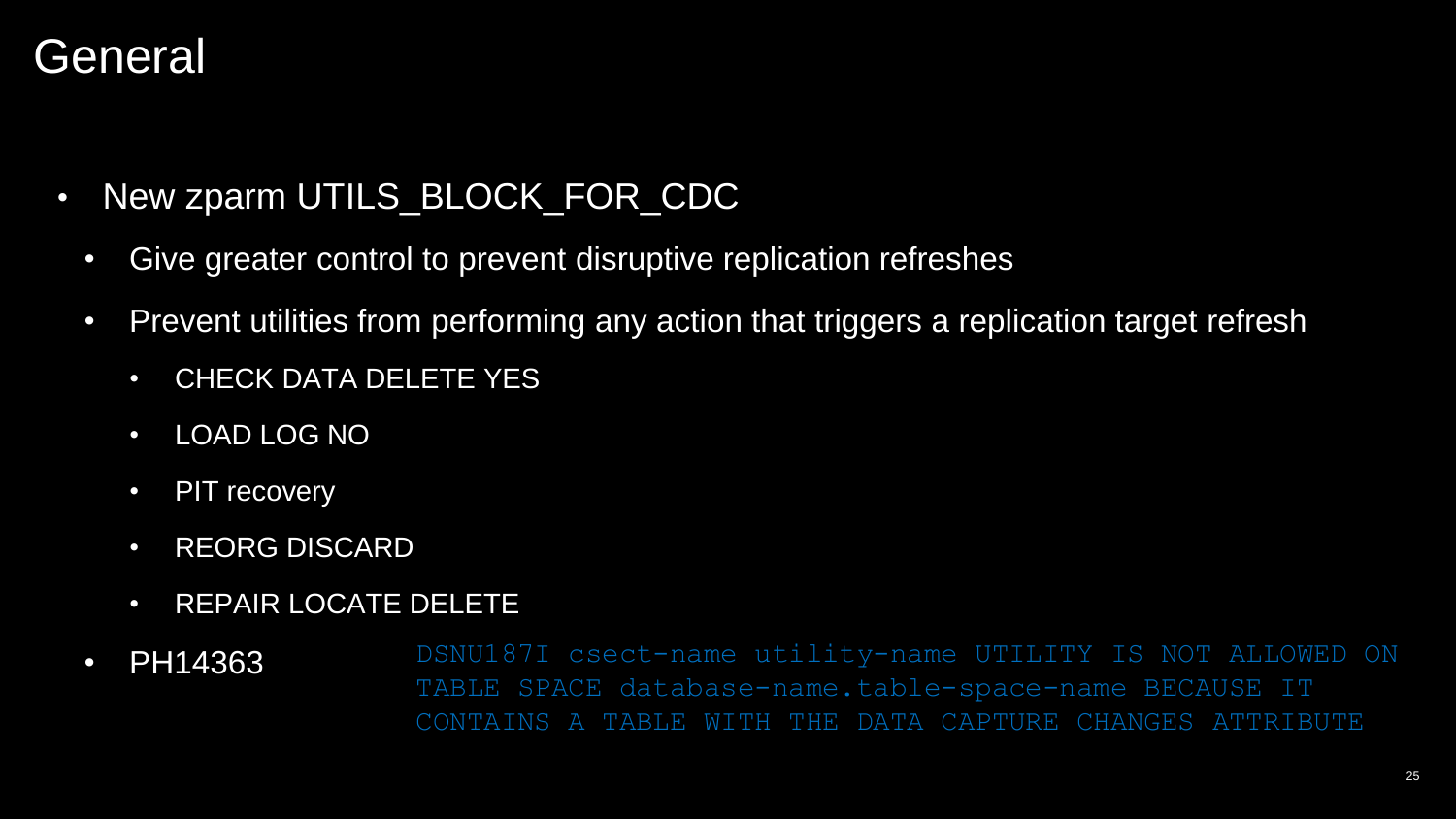# General

- New zparm UTILS_BLOCK_FOR_CDC
  - Give greater control to prevent disruptive replication refreshes
  - Prevent utilities from performing any action that triggers a replication target refresh
    - CHECK DATA DELETE YES
    - LOAD LOG NO
    - PIT recovery
    - REORG DISCARD
    - REPAIR LOCATE DELETE
  - PH14363

```
DSNU187I csect-name utility-name UTILITY IS NOT ALLOWED ON
TABLE SPACE database-name.table-space-name BECAUSE IT
CONTAINS A TABLE WITH THE DATA CAPTURE CHANGES ATTRIBUTE
```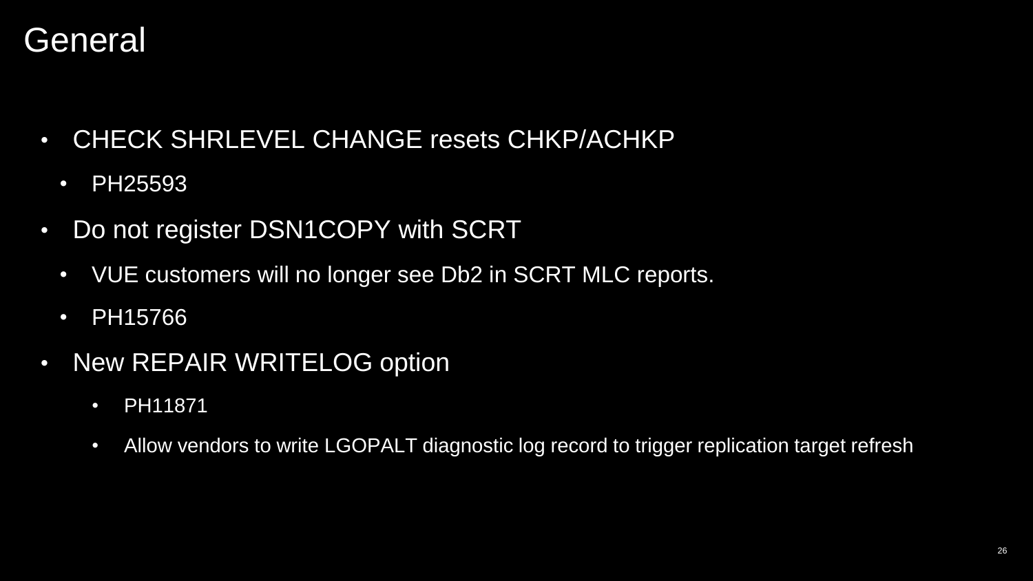# General

- CHECK SHRLEVEL CHANGE resets CHKP/ACHKP
  - PH25593
- Do not register DSN1COPY with SCRT
  - VUE customers will no longer see Db2 in SCRT MLC reports.
  - PH15766
- New REPAIR WRITELOG option
  - PH11871
  - Allow vendors to write LGOPALT diagnostic log record to trigger replication target refresh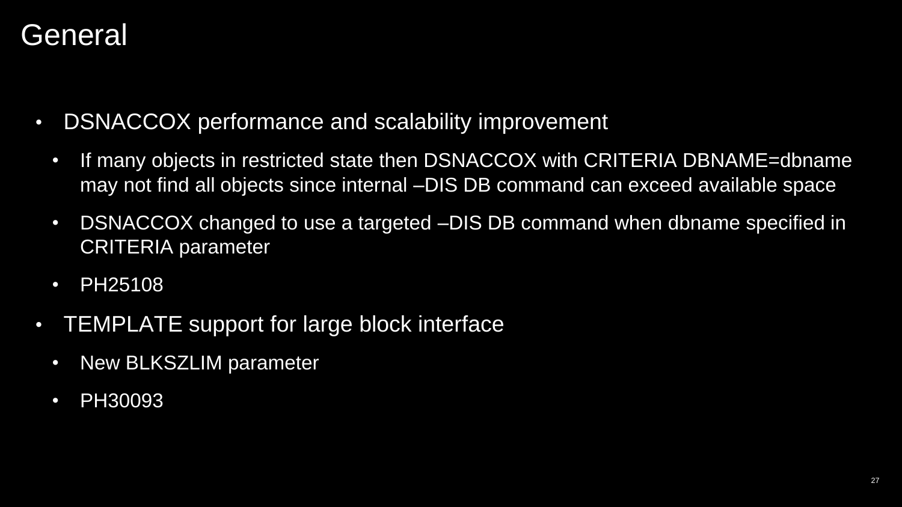# General

- DSNACCOX performance and scalability improvement
  - If many objects in restricted state then DSNACCOX with CRITERIA DBNAME=dbname may not find all objects since internal –DIS DB command can exceed available space
  - DSNACCOX changed to use a targeted –DIS DB command when dbname specified in CRITERIA parameter
  - PH25108
- TEMPLATE support for large block interface
  - New BLKSZLIM parameter
  - PH30093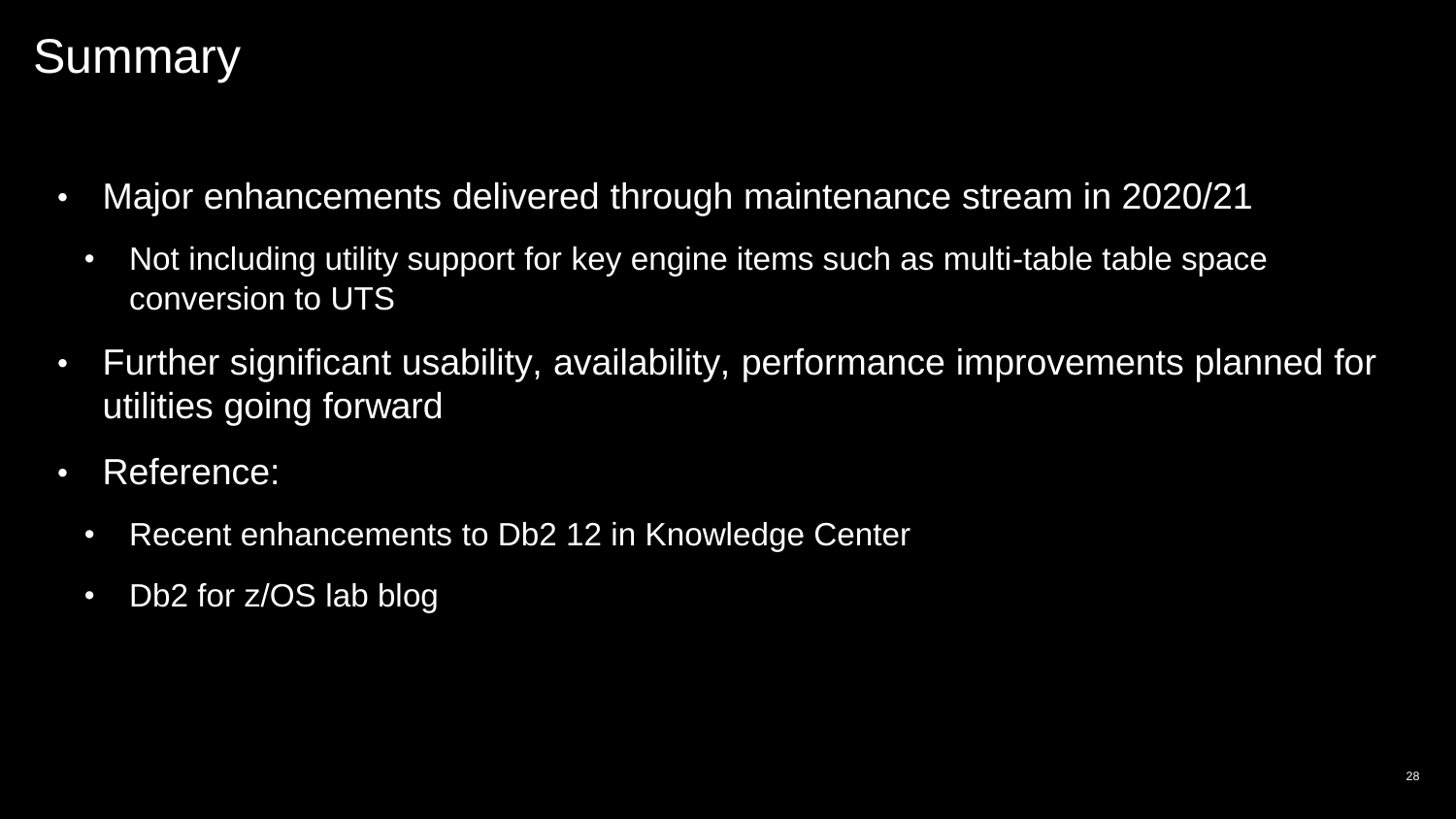# Summary

- Major enhancements delivered through maintenance stream in 2020/21
  - Not including utility support for key engine items such as multi-table table space conversion to UTS
- Further significant usability, availability, performance improvements planned for utilities going forward
- Reference:
  - Recent enhancements to Db2 12 in Knowledge Center
  - Db2 for z/OS lab blog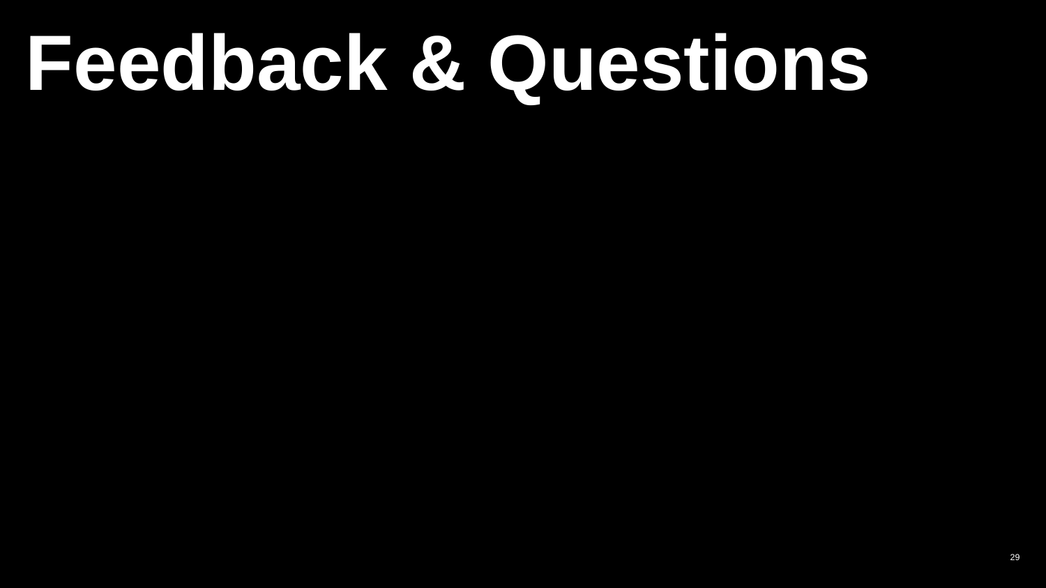# Feedback & Questions